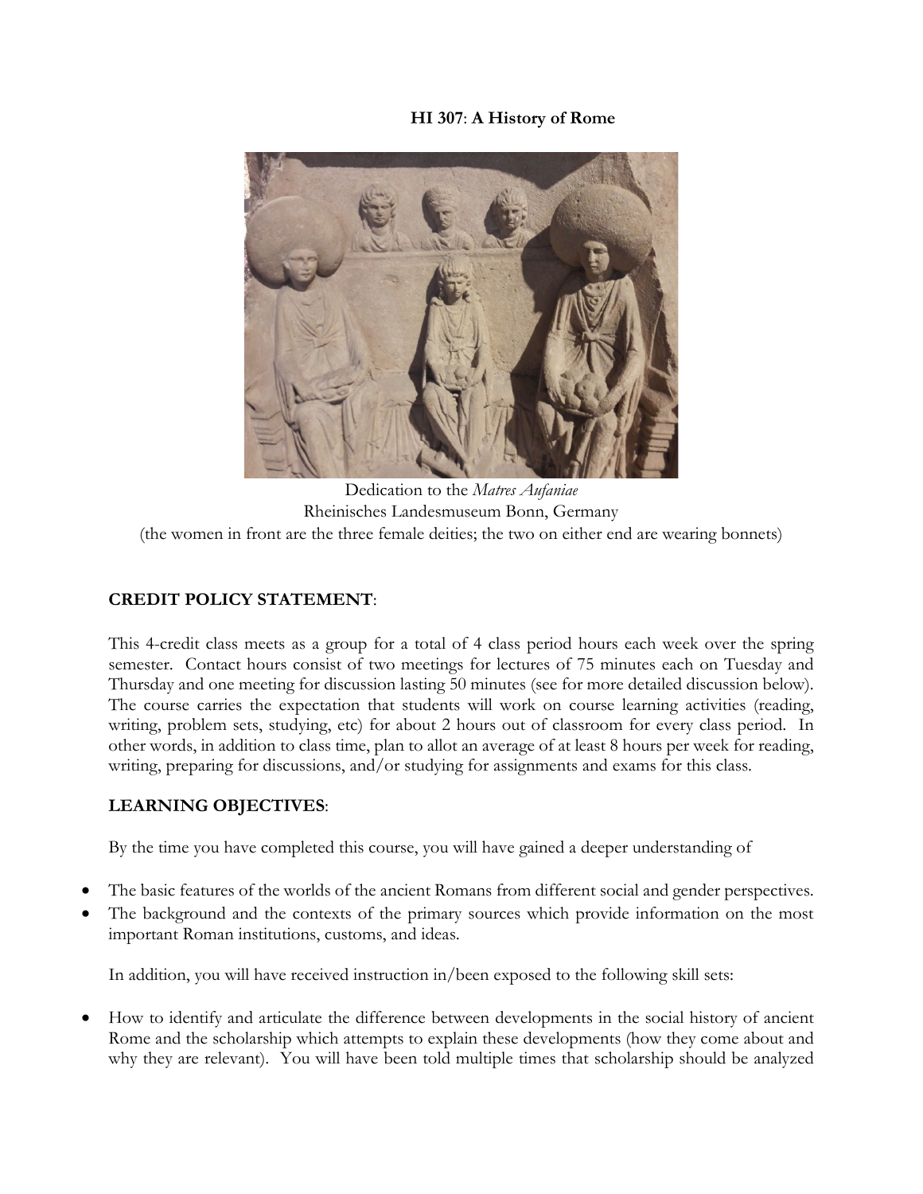**HI 307**: **A History of Rome**

Dedication to the *Matres Aufaniae*
Rheinisches Landesmuseum Bonn, Germany
(the women in front are the three female deities; the two on either end are wearing bonnets)

## CREDIT POLICY STATEMENT:

This 4-credit class meets as a group for a total of 4 class period hours each week over the spring semester. Contact hours consist of two meetings for lectures of 75 minutes each on Tuesday and Thursday and one meeting for discussion lasting 50 minutes (see for more detailed discussion below). The course carries the expectation that students will work on course learning activities (reading, writing, problem sets, studying, etc) for about 2 hours out of classroom for every class period. In other words, in addition to class time, plan to allot an average of at least 8 hours per week for reading, writing, preparing for discussions, and/or studying for assignments and exams for this class.

## LEARNING OBJECTIVES:

By the time you have completed this course, you will have gained a deeper understanding of

- The basic features of the worlds of the ancient Romans from different social and gender perspectives.
- The background and the contexts of the primary sources which provide information on the most important Roman institutions, customs, and ideas.

In addition, you will have received instruction in/been exposed to the following skill sets:

- How to identify and articulate the difference between developments in the social history of ancient Rome and the scholarship which attempts to explain these developments (how they come about and why they are relevant). You will have been told multiple times that scholarship should be analyzed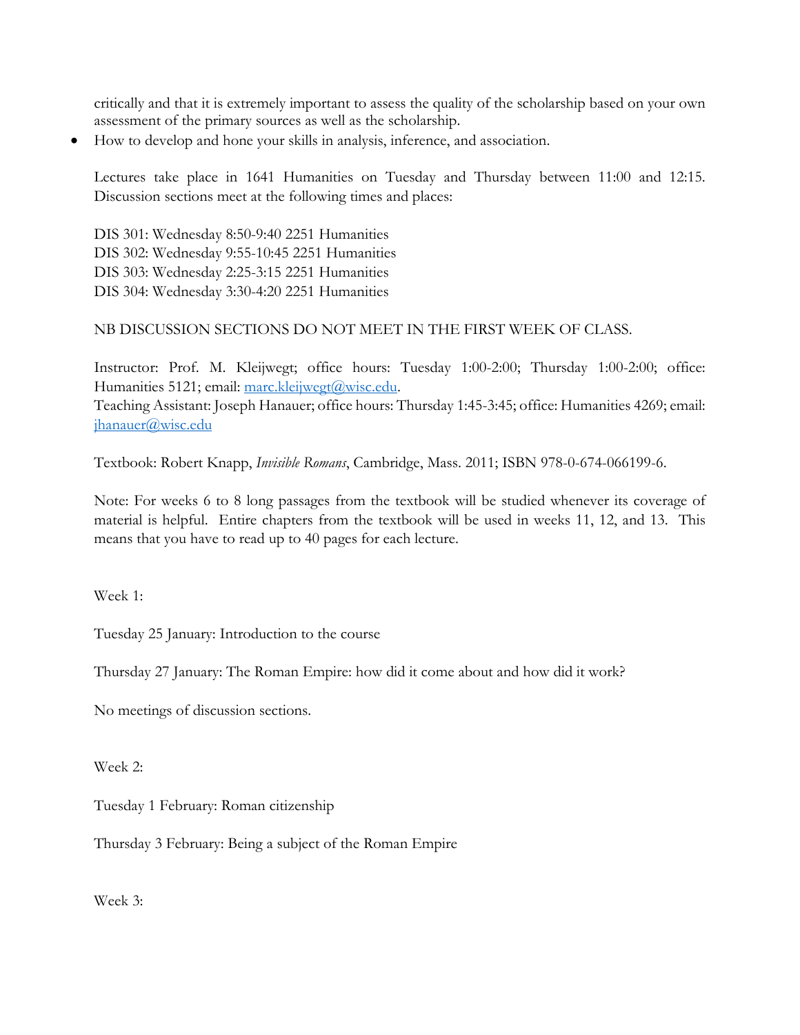critically and that it is extremely important to assess the quality of the scholarship based on your own assessment of the primary sources as well as the scholarship.

- How to develop and hone your skills in analysis, inference, and association.

Lectures take place in 1641 Humanities on Tuesday and Thursday between 11:00 and 12:15. Discussion sections meet at the following times and places:

DIS 301: Wednesday 8:50-9:40 2251 Humanities
DIS 302: Wednesday 9:55-10:45 2251 Humanities
DIS 303: Wednesday 2:25-3:15 2251 Humanities
DIS 304: Wednesday 3:30-4:20 2251 Humanities

NB DISCUSSION SECTIONS DO NOT MEET IN THE FIRST WEEK OF CLASS.

Instructor: Prof. M. Kleijwegt; office hours: Tuesday 1:00-2:00; Thursday 1:00-2:00; office: Humanities 5121; email: marc.kleijwegt@wisc.edu.
Teaching Assistant: Joseph Hanauer; office hours: Thursday 1:45-3:45; office: Humanities 4269; email: jhanauer@wisc.edu

Textbook: Robert Knapp, *Invisible Romans*, Cambridge, Mass. 2011; ISBN 978-0-674-066199-6.

Note: For weeks 6 to 8 long passages from the textbook will be studied whenever its coverage of material is helpful. Entire chapters from the textbook will be used in weeks 11, 12, and 13. This means that you have to read up to 40 pages for each lecture.

Week 1:

Tuesday 25 January: Introduction to the course

Thursday 27 January: The Roman Empire: how did it come about and how did it work?

No meetings of discussion sections.

Week 2:

Tuesday 1 February: Roman citizenship

Thursday 3 February: Being a subject of the Roman Empire

Week 3: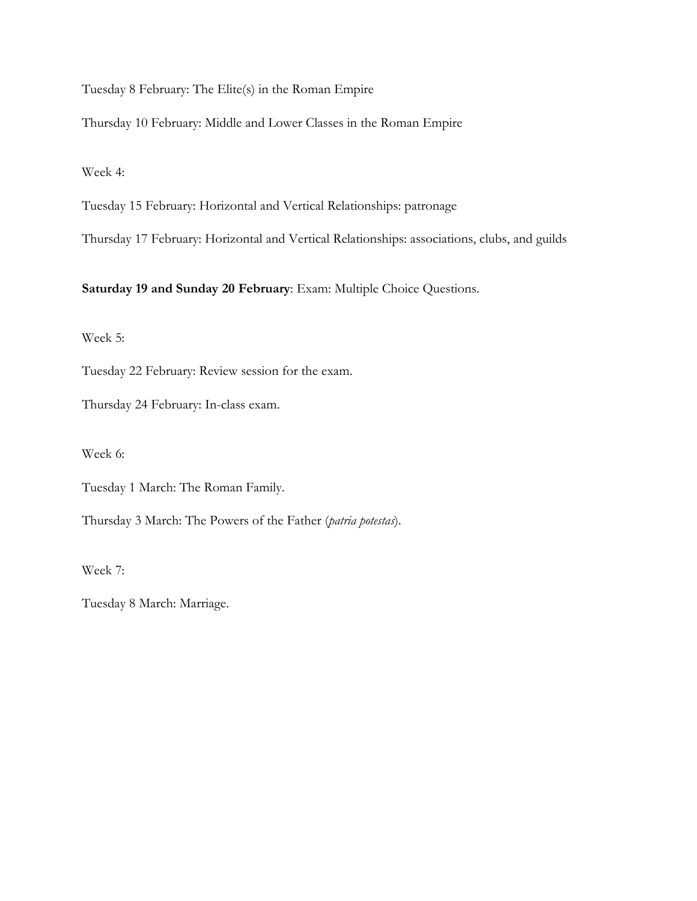Tuesday 8 February: The Elite(s) in the Roman Empire

Thursday 10 February: Middle and Lower Classes in the Roman Empire

Week 4:

Tuesday 15 February: Horizontal and Vertical Relationships: patronage

Thursday 17 February: Horizontal and Vertical Relationships: associations, clubs, and guilds

**Saturday 19 and Sunday 20 February**: Exam: Multiple Choice Questions.

Week 5:

Tuesday 22 February: Review session for the exam.

Thursday 24 February: In-class exam.

Week 6:

Tuesday 1 March: The Roman Family.

Thursday 3 March: The Powers of the Father (*patria potestas*).

Week 7:

Tuesday 8 March: Marriage.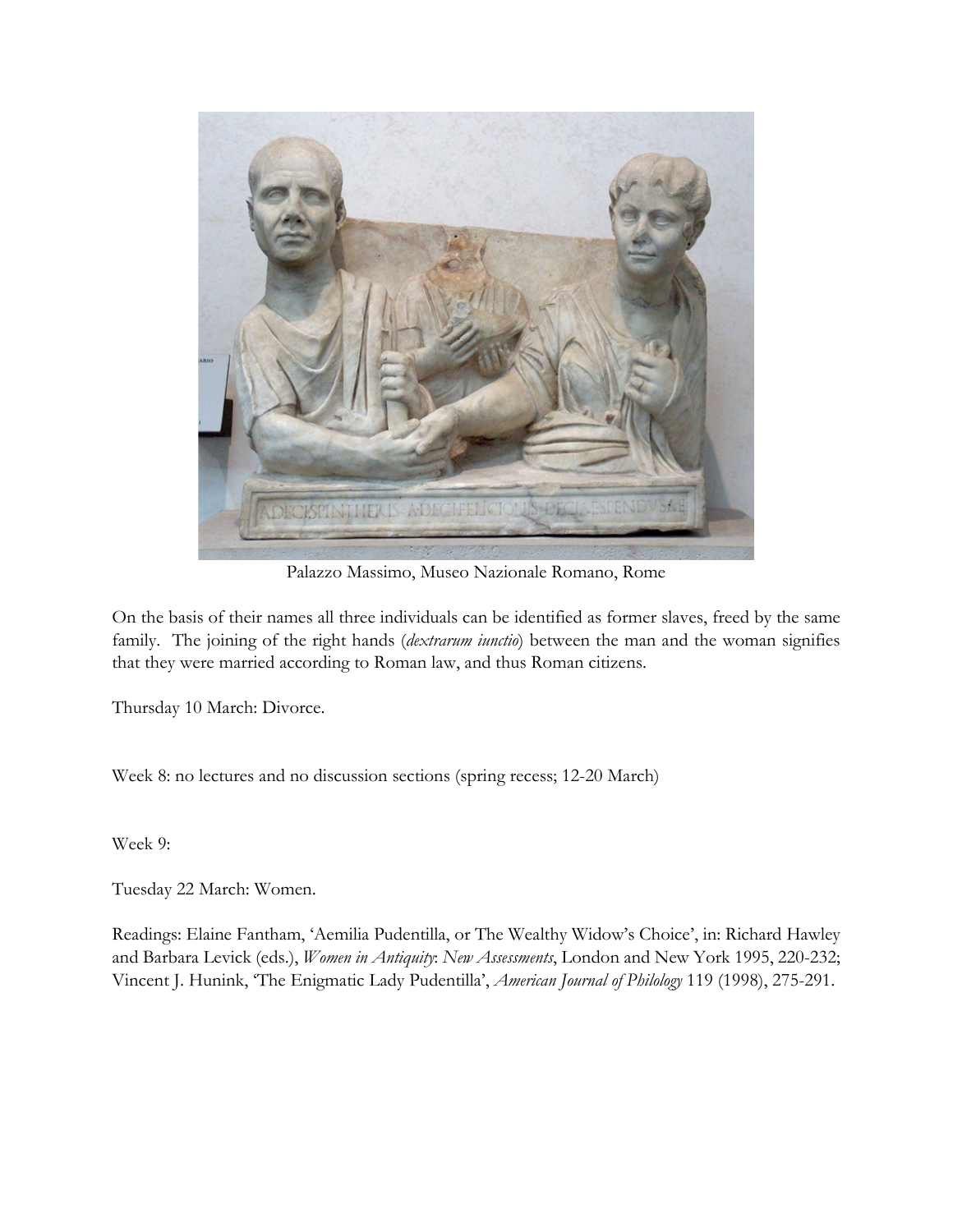Palazzo Massimo, Museo Nazionale Romano, Rome

On the basis of their names all three individuals can be identified as former slaves, freed by the same family. The joining of the right hands (*dextrarum iunctio*) between the man and the woman signifies that they were married according to Roman law, and thus Roman citizens.

Thursday 10 March: Divorce.

Week 8: no lectures and no discussion sections (spring recess; 12-20 March)

Week 9:

Tuesday 22 March: Women.

Readings: Elaine Fantham, 'Aemilia Pudentilla, or The Wealthy Widow's Choice', in: Richard Hawley and Barbara Levick (eds.), *Women in Antiquity*: *New Assessments*, London and New York 1995, 220-232; Vincent J. Hunink, 'The Enigmatic Lady Pudentilla', *American Journal of Philology* 119 (1998), 275-291.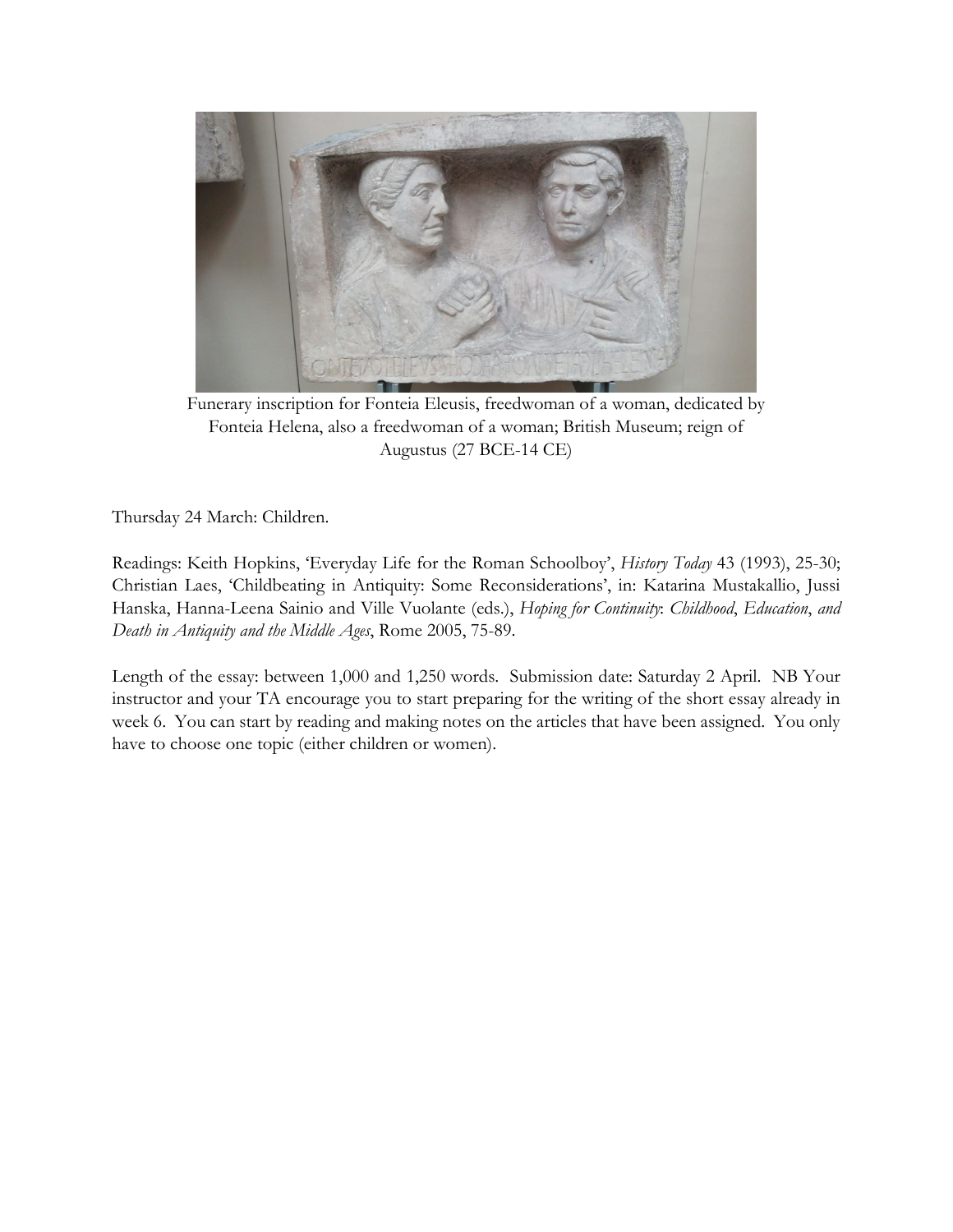Funerary inscription for Fonteia Eleusis, freedwoman of a woman, dedicated by Fonteia Helena, also a freedwoman of a woman; British Museum; reign of Augustus (27 BCE-14 CE)

Thursday 24 March: Children.

Readings: Keith Hopkins, 'Everyday Life for the Roman Schoolboy', *History Today* 43 (1993), 25-30; Christian Laes, 'Childbeating in Antiquity: Some Reconsiderations', in: Katarina Mustakallio, Jussi Hanska, Hanna-Leena Sainio and Ville Vuolante (eds.), *Hoping for Continuity*: *Childhood*, *Education*, *and Death in Antiquity and the Middle Ages*, Rome 2005, 75-89.

Length of the essay: between 1,000 and 1,250 words. Submission date: Saturday 2 April. NB Your instructor and your TA encourage you to start preparing for the writing of the short essay already in week 6. You can start by reading and making notes on the articles that have been assigned. You only have to choose one topic (either children or women).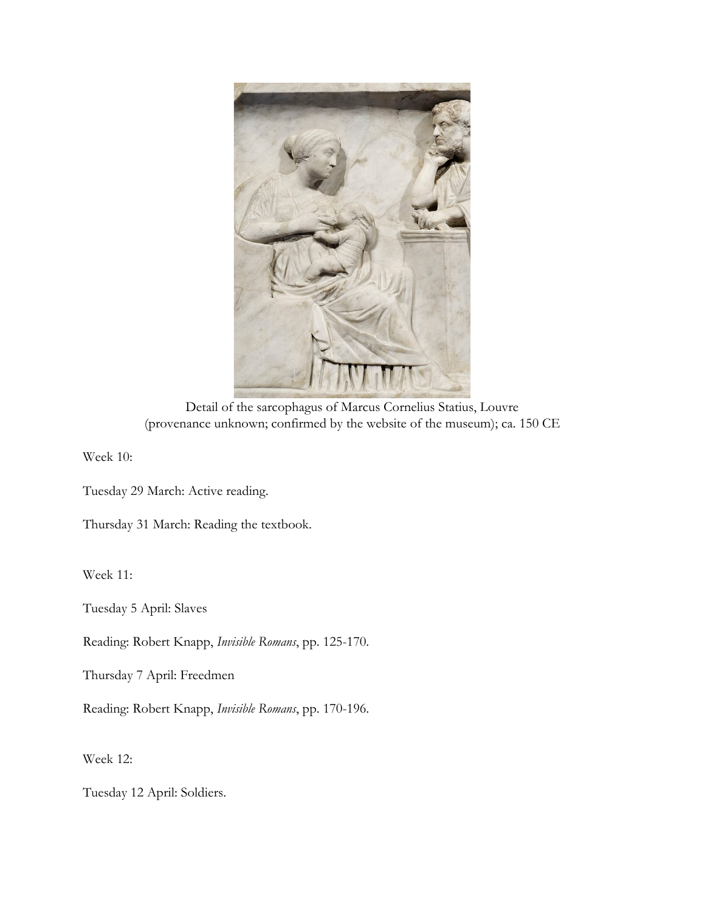Detail of the sarcophagus of Marcus Cornelius Statius, Louvre
(provenance unknown; confirmed by the website of the museum); ca. 150 CE

Week 10:

Tuesday 29 March: Active reading.

Thursday 31 March: Reading the textbook.

Week 11:

Tuesday 5 April: Slaves

Reading: Robert Knapp, *Invisible Romans*, pp. 125-170.

Thursday 7 April: Freedmen

Reading: Robert Knapp, *Invisible Romans*, pp. 170-196.

Week 12:

Tuesday 12 April: Soldiers.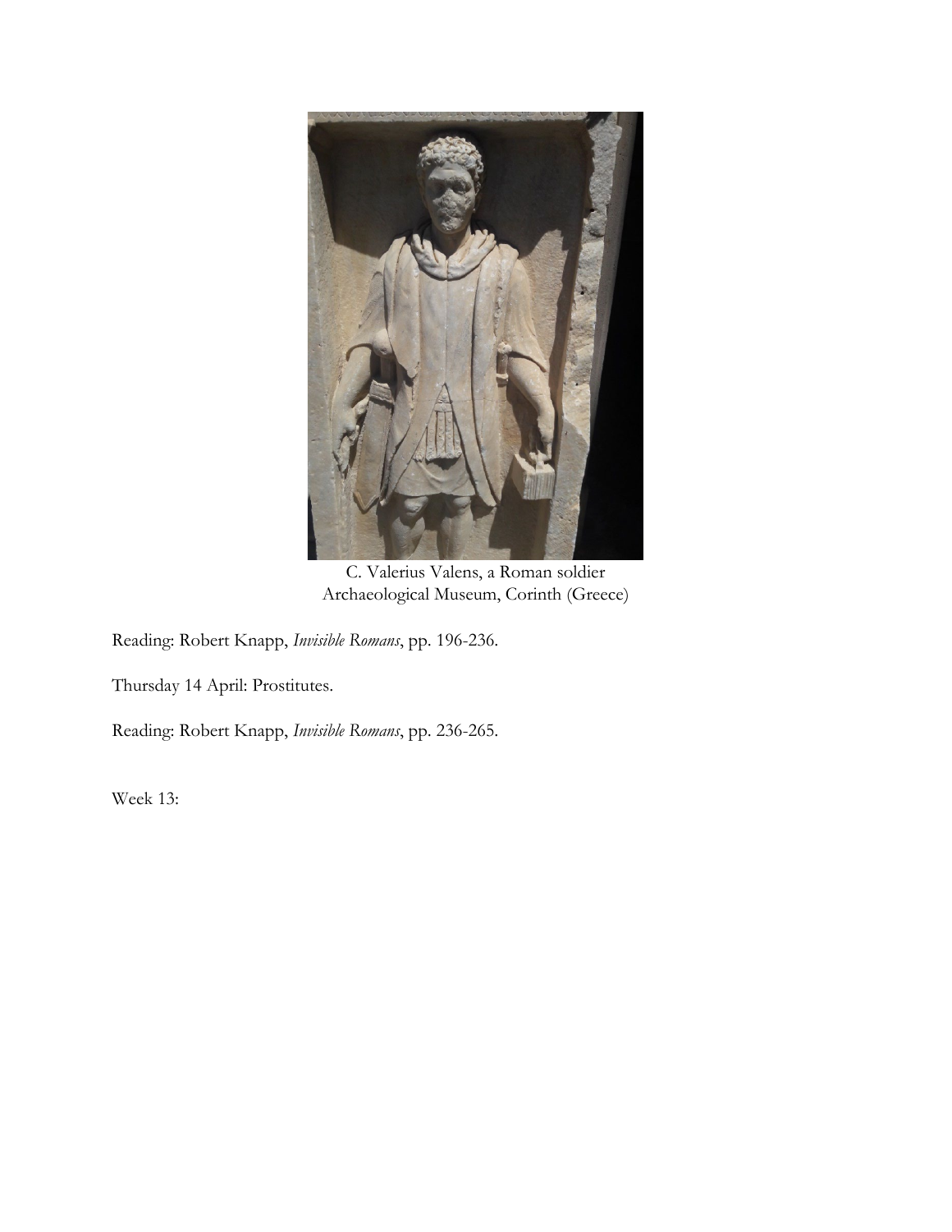C. Valerius Valens, a Roman soldier
Archaeological Museum, Corinth (Greece)

Reading: Robert Knapp, *Invisible Romans*, pp. 196-236.

Thursday 14 April: Prostitutes.

Reading: Robert Knapp, *Invisible Romans*, pp. 236-265.

Week 13: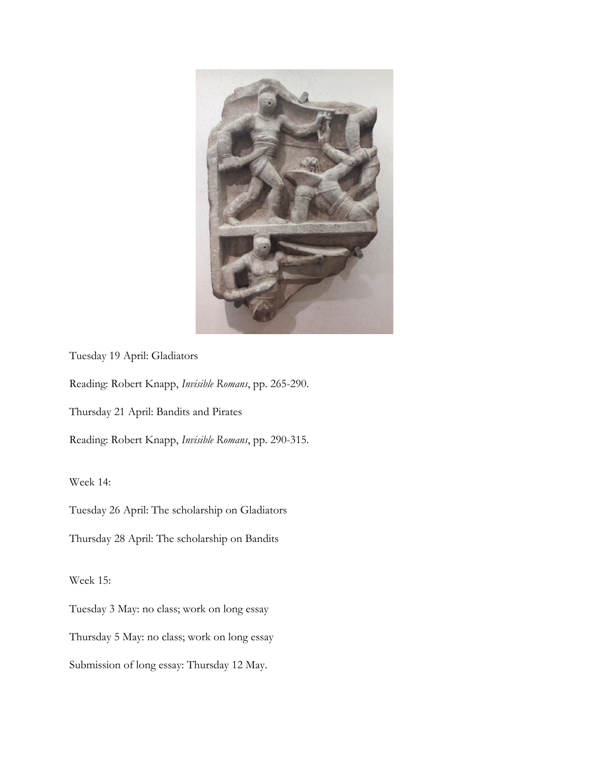Tuesday 19 April: Gladiators

Reading: Robert Knapp, *Invisible Romans*, pp. 265-290.

Thursday 21 April: Bandits and Pirates

Reading: Robert Knapp, *Invisible Romans*, pp. 290-315.

Week 14:

Tuesday 26 April: The scholarship on Gladiators

Thursday 28 April: The scholarship on Bandits

Week 15:

Tuesday 3 May: no class; work on long essay

Thursday 5 May: no class; work on long essay

Submission of long essay: Thursday 12 May.